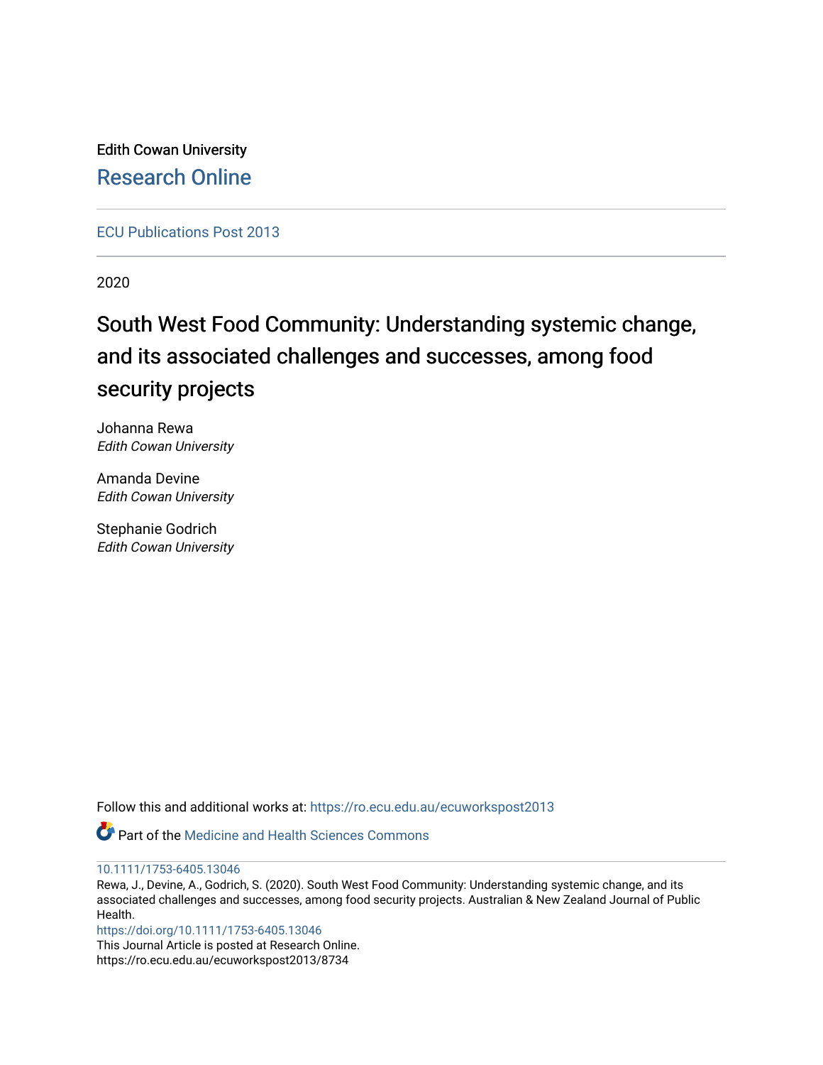Edith Cowan University

Research Online

ECU Publications Post 2013

2020

# South West Food Community: Understanding systemic change, and its associated challenges and successes, among food security projects

Johanna Rewa
*Edith Cowan University*

Amanda Devine
*Edith Cowan University*

Stephanie Godrich
*Edith Cowan University*

Follow this and additional works at: https://ro.ecu.edu.au/ecuworkspost2013

Part of the Medicine and Health Sciences Commons

10.1111/1753-6405.13046

Rewa, J., Devine, A., Godrich, S. (2020). South West Food Community: Understanding systemic change, and its associated challenges and successes, among food security projects. Australian & New Zealand Journal of Public Health.

https://doi.org/10.1111/1753-6405.13046

This Journal Article is posted at Research Online.

https://ro.ecu.edu.au/ecuworkspost2013/8734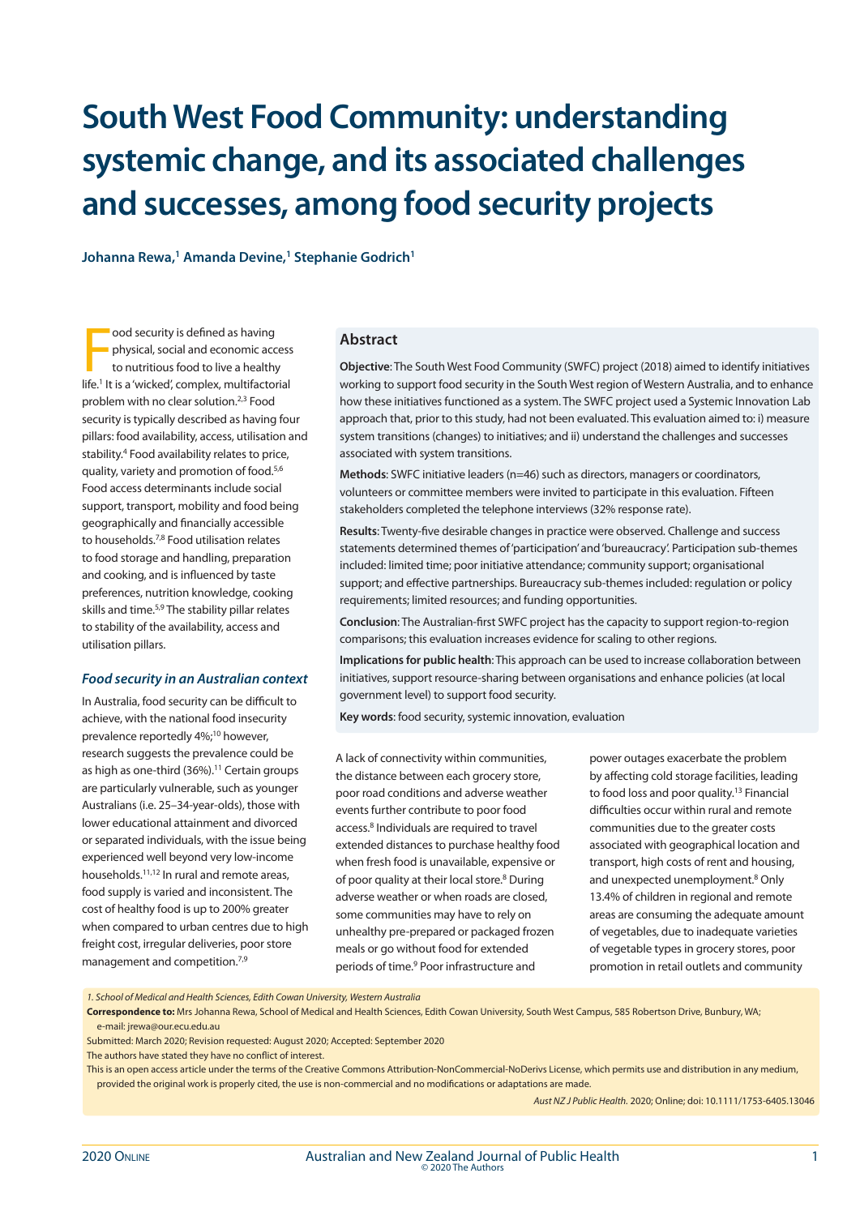# South West Food Community: understanding systemic change, and its associated challenges and successes, among food security projects

**Johanna Rewa,[1] Amanda Devine,[1] Stephanie Godrich[1]**

## Abstract

**Objective**: The South West Food Community (SWFC) project (2018) aimed to identify initiatives working to support food security in the South West region of Western Australia, and to enhance how these initiatives functioned as a system. The SWFC project used a Systemic Innovation Lab approach that, prior to this study, had not been evaluated. This evaluation aimed to: i) measure system transitions (changes) to initiatives; and ii) understand the challenges and successes associated with system transitions.

**Methods**: SWFC initiative leaders (n=46) such as directors, managers or coordinators, volunteers or committee members were invited to participate in this evaluation. Fifteen stakeholders completed the telephone interviews (32% response rate).

**Results**: Twenty-five desirable changes in practice were observed. Challenge and success statements determined themes of 'participation' and 'bureaucracy'. Participation sub-themes included: limited time; poor initiative attendance; community support; organisational support; and effective partnerships. Bureaucracy sub-themes included: regulation or policy requirements; limited resources; and funding opportunities.

**Conclusion**: The Australian-first SWFC project has the capacity to support region-to-region comparisons; this evaluation increases evidence for scaling to other regions.

**Implications for public health**: This approach can be used to increase collaboration between initiatives, support resource-sharing between organisations and enhance policies (at local government level) to support food security.

**Key words**: food security, systemic innovation, evaluation

Food security is defined as having physical, social and economic access to nutritious food to live a healthy life.[1] It is a 'wicked', complex, multifactorial problem with no clear solution.[2,3] Food security is typically described as having four pillars: food availability, access, utilisation and stability.[4] Food availability relates to price, quality, variety and promotion of food.[5,6] Food access determinants include social support, transport, mobility and food being geographically and financially accessible to households.[7,8] Food utilisation relates to food storage and handling, preparation and cooking, and is influenced by taste preferences, nutrition knowledge, cooking skills and time.[5,9] The stability pillar relates to stability of the availability, access and utilisation pillars.

### *Food security in an Australian context*

In Australia, food security can be difficult to achieve, with the national food insecurity prevalence reportedly 4%;[10] however, research suggests the prevalence could be as high as one-third (36%).[11] Certain groups are particularly vulnerable, such as younger Australians (i.e. 25–34-year-olds), those with lower educational attainment and divorced or separated individuals, with the issue being experienced well beyond very low-income households.[11,12] In rural and remote areas, food supply is varied and inconsistent. The cost of healthy food is up to 200% greater when compared to urban centres due to high freight cost, irregular deliveries, poor store management and competition.[7,9]

A lack of connectivity within communities, the distance between each grocery store, poor road conditions and adverse weather events further contribute to poor food access.[8] Individuals are required to travel extended distances to purchase healthy food when fresh food is unavailable, expensive or of poor quality at their local store.[8] During adverse weather or when roads are closed, some communities may have to rely on unhealthy pre-prepared or packaged frozen meals or go without food for extended periods of time.[9] Poor infrastructure and power outages exacerbate the problem by affecting cold storage facilities, leading to food loss and poor quality.[13] Financial difficulties occur within rural and remote communities due to the greater costs associated with geographical location and transport, high costs of rent and housing, and unexpected unemployment.[8] Only 13.4% of children in regional and remote areas are consuming the adequate amount of vegetables, due to inadequate varieties of vegetable types in grocery stores, poor promotion in retail outlets and community

*1. School of Medical and Health Sciences, Edith Cowan University, Western Australia*

**Correspondence to:** Mrs Johanna Rewa, School of Medical and Health Sciences, Edith Cowan University, South West Campus, 585 Robertson Drive, Bunbury, WA; e-mail: jrewa@our.ecu.edu.au

Submitted: March 2020; Revision requested: August 2020; Accepted: September 2020

The authors have stated they have no conflict of interest.

This is an open access article under the terms of the Creative Commons Attribution-NonCommercial-NoDerivs License, which permits use and distribution in any medium, provided the original work is properly cited, the use is non-commercial and no modifications or adaptations are made.

*Aust NZ J Public Health.* 2020; Online; doi: 10.1111/1753-6405.13046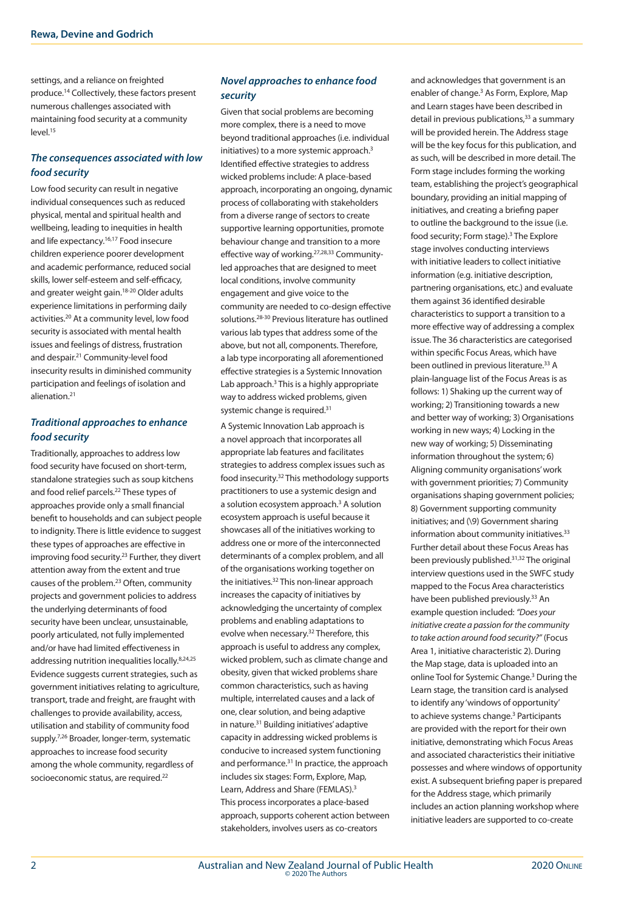settings, and a reliance on freighted produce.[14] Collectively, these factors present numerous challenges associated with maintaining food security at a community level.[15]

### *The consequences associated with low food security*

Low food security can result in negative individual consequences such as reduced physical, mental and spiritual health and wellbeing, leading to inequities in health and life expectancy.[16,17] Food insecure children experience poorer development and academic performance, reduced social skills, lower self-esteem and self-efficacy, and greater weight gain.[18-20] Older adults experience limitations in performing daily activities.[20] At a community level, low food security is associated with mental health issues and feelings of distress, frustration and despair.[21] Community-level food insecurity results in diminished community participation and feelings of isolation and alienation.[21]

### *Traditional approaches to enhance food security*

Traditionally, approaches to address low food security have focused on short-term, standalone strategies such as soup kitchens and food relief parcels.[22] These types of approaches provide only a small financial benefit to households and can subject people to indignity. There is little evidence to suggest these types of approaches are effective in improving food security.[23] Further, they divert attention away from the extent and true causes of the problem.[23] Often, community projects and government policies to address the underlying determinants of food security have been unclear, unsustainable, poorly articulated, not fully implemented and/or have had limited effectiveness in addressing nutrition inequalities locally.[8,24,25] Evidence suggests current strategies, such as government initiatives relating to agriculture, transport, trade and freight, are fraught with challenges to provide availability, access, utilisation and stability of community food supply.[7,26] Broader, longer-term, systematic approaches to increase food security among the whole community, regardless of socioeconomic status, are required.[22]

### *Novel approaches to enhance food security*

Given that social problems are becoming more complex, there is a need to move beyond traditional approaches (i.e. individual initiatives) to a more systemic approach.[3] Identified effective strategies to address wicked problems include: A place-based approach, incorporating an ongoing, dynamic process of collaborating with stakeholders from a diverse range of sectors to create supportive learning opportunities, promote behaviour change and transition to a more effective way of working.[27,28,33] Community-led approaches that are designed to meet local conditions, involve community engagement and give voice to the community are needed to co-design effective solutions.[28-30] Previous literature has outlined various lab types that address some of the above, but not all, components. Therefore, a lab type incorporating all aforementioned effective strategies is a Systemic Innovation Lab approach.[3] This is a highly appropriate way to address wicked problems, given systemic change is required.[31]

A Systemic Innovation Lab approach is a novel approach that incorporates all appropriate lab features and facilitates strategies to address complex issues such as food insecurity.[32] This methodology supports practitioners to use a systemic design and a solution ecosystem approach.[3] A solution ecosystem approach is useful because it showcases all of the initiatives working to address one or more of the interconnected determinants of a complex problem, and all of the organisations working together on the initiatives.[32] This non-linear approach increases the capacity of initiatives by acknowledging the uncertainty of complex problems and enabling adaptations to evolve when necessary.[32] Therefore, this approach is useful to address any complex, wicked problem, such as climate change and obesity, given that wicked problems share common characteristics, such as having multiple, interrelated causes and a lack of one, clear solution, and being adaptive in nature.[31] Building initiatives' adaptive capacity in addressing wicked problems is conducive to increased system functioning and performance.[31] In practice, the approach includes six stages: Form, Explore, Map, Learn, Address and Share (FEMLAS).[3] This process incorporates a place-based approach, supports coherent action between stakeholders, involves users as co-creators and acknowledges that government is an enabler of change.[3] As Form, Explore, Map and Learn stages have been described in detail in previous publications,[33] a summary will be provided herein. The Address stage will be the key focus for this publication, and as such, will be described in more detail. The Form stage includes forming the working team, establishing the project's geographical boundary, providing an initial mapping of initiatives, and creating a briefing paper to outline the background to the issue (i.e. food security; Form stage).[3] The Explore stage involves conducting interviews with initiative leaders to collect initiative information (e.g. initiative description, partnering organisations, etc.) and evaluate them against 36 identified desirable characteristics to support a transition to a more effective way of addressing a complex issue. The 36 characteristics are categorised within specific Focus Areas, which have been outlined in previous literature.[33] A plain-language list of the Focus Areas is as follows: 1) Shaking up the current way of working; 2) Transitioning towards a new and better way of working; 3) Organisations working in new ways; 4) Locking in the new way of working; 5) Disseminating information throughout the system; 6) Aligning community organisations' work with government priorities; 7) Community organisations shaping government policies; 8) Government supporting community initiatives; and (\9) Government sharing information about community initiatives.[33] Further detail about these Focus Areas has been previously published.[31,32] The original interview questions used in the SWFC study mapped to the Focus Area characteristics have been published previously.[33] An example question included: *"Does your initiative create a passion for the community to take action around food security?"* (Focus Area 1, initiative characteristic 2). During the Map stage, data is uploaded into an online Tool for Systemic Change.[3] During the Learn stage, the transition card is analysed to identify any 'windows of opportunity' to achieve systems change.[3] Participants are provided with the report for their own initiative, demonstrating which Focus Areas and associated characteristics their initiative possesses and where windows of opportunity exist. A subsequent briefing paper is prepared for the Address stage, which primarily includes an action planning workshop where initiative leaders are supported to co-create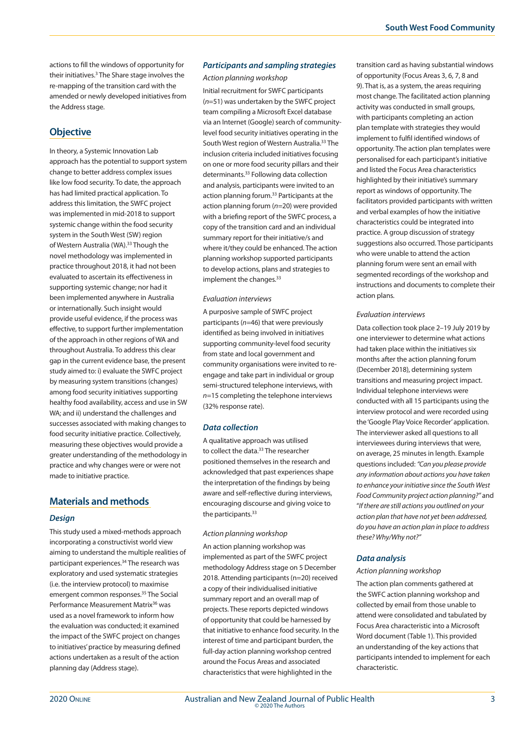actions to fill the windows of opportunity for their initiatives.[3] The Share stage involves the re-mapping of the transition card with the amended or newly developed initiatives from the Address stage.

## Objective

In theory, a Systemic Innovation Lab approach has the potential to support system change to better address complex issues like low food security. To date, the approach has had limited practical application. To address this limitation, the SWFC project was implemented in mid-2018 to support systemic change within the food security system in the South West (SW) region of Western Australia (WA).[33] Though the novel methodology was implemented in practice throughout 2018, it had not been evaluated to ascertain its effectiveness in supporting systemic change; nor had it been implemented anywhere in Australia or internationally. Such insight would provide useful evidence, if the process was effective, to support further implementation of the approach in other regions of WA and throughout Australia. To address this clear gap in the current evidence base, the present study aimed to: i) evaluate the SWFC project by measuring system transitions (changes) among food security initiatives supporting healthy food availability, access and use in SW WA; and ii) understand the challenges and successes associated with making changes to food security initiative practice. Collectively, measuring these objectives would provide a greater understanding of the methodology in practice and why changes were or were not made to initiative practice.

## Materials and methods

### Design

This study used a mixed-methods approach incorporating a constructivist world view aiming to understand the multiple realities of participant experiences.[34] The research was exploratory and used systematic strategies (i.e. the interview protocol) to maximise emergent common responses.[35] The Social Performance Measurement Matrix[36] was used as a novel framework to inform how the evaluation was conducted; it examined the impact of the SWFC project on changes to initiatives' practice by measuring defined actions undertaken as a result of the action planning day (Address stage).

### Participants and sampling strategies

*Action planning workshop*

Initial recruitment for SWFC participants ($n$=51) was undertaken by the SWFC project team compiling a Microsoft Excel database via an Internet (Google) search of community-level food security initiatives operating in the South West region of Western Australia.[33] The inclusion criteria included initiatives focusing on one or more food security pillars and their determinants.[33] Following data collection and analysis, participants were invited to an action planning forum.[33] Participants at the action planning forum ($n$=20) were provided with a briefing report of the SWFC process, a copy of the transition card and an individual summary report for their initiative/s and where it/they could be enhanced. The action planning workshop supported participants to develop actions, plans and strategies to implement the changes.[33]

*Evaluation interviews*

A purposive sample of SWFC project participants ($n$=46) that were previously identified as being involved in initiatives supporting community-level food security from state and local government and community organisations were invited to re-engage and take part in individual or group semi-structured telephone interviews, with $n$=15 completing the telephone interviews (32% response rate).

### Data collection

A qualitative approach was utilised to collect the data.[33] The researcher positioned themselves in the research and acknowledged that past experiences shape the interpretation of the findings by being aware and self-reflective during interviews, encouraging discourse and giving voice to the participants.[33]

*Action planning workshop*

An action planning workshop was implemented as part of the SWFC project methodology Address stage on 5 December 2018. Attending participants (n=20) received a copy of their individualised initiative summary report and an overall map of projects. These reports depicted windows of opportunity that could be harnessed by that initiative to enhance food security. In the interest of time and participant burden, the full-day action planning workshop centred around the Focus Areas and associated characteristics that were highlighted in the transition card as having substantial windows of opportunity (Focus Areas 3, 6, 7, 8 and 9). That is, as a system, the areas requiring most change. The facilitated action planning activity was conducted in small groups, with participants completing an action plan template with strategies they would implement to fulfil identified windows of opportunity. The action plan templates were personalised for each participant's initiative and listed the Focus Area characteristics highlighted by their initiative's summary report as windows of opportunity. The facilitators provided participants with written and verbal examples of how the initiative characteristics could be integrated into practice. A group discussion of strategy suggestions also occurred. Those participants who were unable to attend the action planning forum were sent an email with segmented recordings of the workshop and instructions and documents to complete their action plans.

*Evaluation interviews*

Data collection took place 2–19 July 2019 by one interviewer to determine what actions had taken place within the initiatives six months after the action planning forum (December 2018), determining system transitions and measuring project impact. Individual telephone interviews were conducted with all 15 participants using the interview protocol and were recorded using the 'Google Play Voice Recorder' application. The interviewer asked all questions to all interviewees during interviews that were, on average, 25 minutes in length. Example questions included: *"Can you please provide any information about actions you have taken to enhance your initiative since the South West Food Community project action planning?"* and *"If there are still actions you outlined on your action plan that have not yet been addressed, do you have an action plan in place to address these? Why/Why not?"*

### Data analysis

*Action planning workshop*

The action plan comments gathered at the SWFC action planning workshop and collected by email from those unable to attend were consolidated and tabulated by Focus Area characteristic into a Microsoft Word document (Table 1). This provided an understanding of the key actions that participants intended to implement for each characteristic.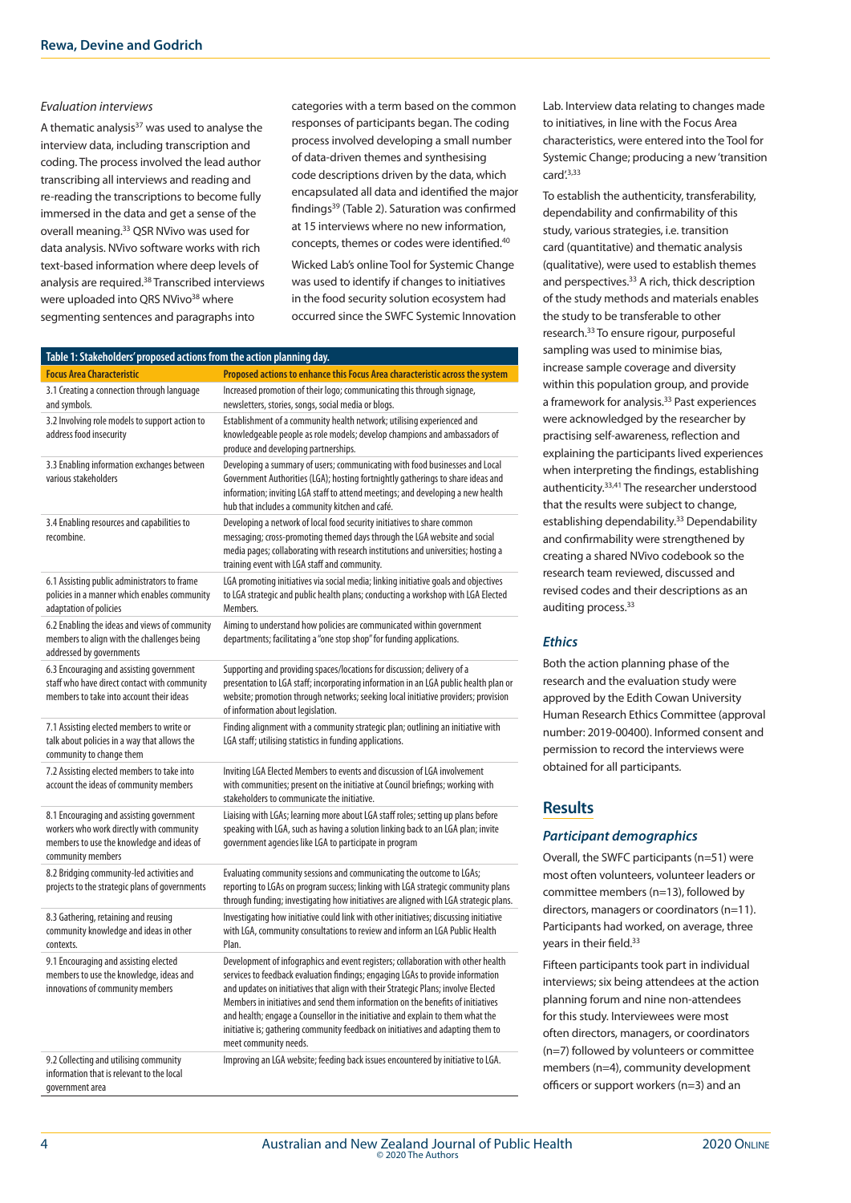### Evaluation interviews

A thematic analysis[37] was used to analyse the interview data, including transcription and coding. The process involved the lead author transcribing all interviews and reading and re-reading the transcriptions to become fully immersed in the data and get a sense of the overall meaning.[33] QSR NVivo was used for data analysis. NVivo software works with rich text-based information where deep levels of analysis are required.[38] Transcribed interviews were uploaded into QRS NVivo[38] where segmenting sentences and paragraphs into categories with a term based on the common responses of participants began. The coding process involved developing a small number of data-driven themes and synthesising code descriptions driven by the data, which encapsulated all data and identified the major findings[39] (Table 2). Saturation was confirmed at 15 interviews where no new information, concepts, themes or codes were identified.[40]

Wicked Lab's online Tool for Systemic Change was used to identify if changes to initiatives in the food security solution ecosystem had occurred since the SWFC Systemic Innovation Lab. Interview data relating to changes made to initiatives, in line with the Focus Area characteristics, were entered into the Tool for Systemic Change; producing a new 'transition card'.[3,33]

To establish the authenticity, transferability, dependability and confirmability of this study, various strategies, i.e. transition card (quantitative) and thematic analysis (qualitative), were used to establish themes and perspectives.[33] A rich, thick description of the study methods and materials enables the study to be transferable to other research.[33] To ensure rigour, purposeful sampling was used to minimise bias, increase sample coverage and diversity within this population group, and provide a framework for analysis.[33] Past experiences were acknowledged by the researcher by practising self-awareness, reflection and explaining the participants lived experiences when interpreting the findings, establishing authenticity.[33,41] The researcher understood that the results were subject to change, establishing dependability.[33] Dependability and confirmability were strengthened by creating a shared NVivo codebook so the research team reviewed, discussed and revised codes and their descriptions as an auditing process.[33]

**Table 1: Stakeholders' proposed actions from the action planning day.**

| Focus Area Characteristic | Proposed actions to enhance this Focus Area characteristic across the system |
|---|---|
| 3.1 Creating a connection through language and symbols. | Increased promotion of their logo; communicating this through signage, newsletters, stories, songs, social media or blogs. |
| 3.2 Involving role models to support action to address food insecurity | Establishment of a community health network; utilising experienced and knowledgeable people as role models; develop champions and ambassadors of produce and developing partnerships. |
| 3.3 Enabling information exchanges between various stakeholders | Developing a summary of users; communicating with food businesses and Local Government Authorities (LGA); hosting fortnightly gatherings to share ideas and information; inviting LGA staff to attend meetings; and developing a new health hub that includes a community kitchen and café. |
| 3.4 Enabling resources and capabilities to recombine. | Developing a network of local food security initiatives to share common messaging; cross-promoting themed days through the LGA website and social media pages; collaborating with research institutions and universities; hosting a training event with LGA staff and community. |
| 6.1 Assisting public administrators to frame policies in a manner which enables community adaptation of policies | LGA promoting initiatives via social media; linking initiative goals and objectives to LGA strategic and public health plans; conducting a workshop with LGA Elected Members. |
| 6.2 Enabling the ideas and views of community members to align with the challenges being addressed by governments | Aiming to understand how policies are communicated within government departments; facilitating a "one stop shop" for funding applications. |
| 6.3 Encouraging and assisting government staff who have direct contact with community members to take into account their ideas | Supporting and providing spaces/locations for discussion; delivery of a presentation to LGA staff; incorporating information in an LGA public health plan or website; promotion through networks; seeking local initiative providers; provision of information about legislation. |
| 7.1 Assisting elected members to write or talk about policies in a way that allows the community to change them | Finding alignment with a community strategic plan; outlining an initiative with LGA staff; utilising statistics in funding applications. |
| 7.2 Assisting elected members to take into account the ideas of community members | Inviting LGA Elected Members to events and discussion of LGA involvement with communities; present on the initiative at Council briefings; working with stakeholders to communicate the initiative. |
| 8.1 Encouraging and assisting government workers who work directly with community members to use the knowledge and ideas of community members | Liaising with LGAs; learning more about LGA staff roles; setting up plans before speaking with LGA, such as having a solution linking back to an LGA plan; invite government agencies like LGA to participate in program |
| 8.2 Bridging community-led activities and projects to the strategic plans of governments | Evaluating community sessions and communicating the outcome to LGAs; reporting to LGAs on program success; linking with LGA strategic community plans through funding; investigating how initiatives are aligned with LGA strategic plans. |
| 8.3 Gathering, retaining and reusing community knowledge and ideas in other contexts. | Investigating how initiative could link with other initiatives; discussing initiative with LGA, community consultations to review and inform an LGA Public Health Plan. |
| 9.1 Encouraging and assisting elected members to use the knowledge, ideas and innovations of community members | Development of infographics and event registers; collaboration with other health services to feedback evaluation findings; engaging LGAs to provide information and updates on initiatives that align with their Strategic Plans; involve Elected Members in initiatives and send them information on the benefits of initiatives and health; engage a Counsellor in the initiative and explain to them what the initiative is; gathering community feedback on initiatives and adapting them to meet community needs. |
| 9.2 Collecting and utilising community information that is relevant to the local government area | Improving an LGA website; feeding back issues encountered by initiative to LGA. |

### Ethics

Both the action planning phase of the research and the evaluation study were approved by the Edith Cowan University Human Research Ethics Committee (approval number: 2019-00400). Informed consent and permission to record the interviews were obtained for all participants.

## Results

### Participant demographics

Overall, the SWFC participants (n=51) were most often volunteers, volunteer leaders or committee members (n=13), followed by directors, managers or coordinators (n=11). Participants had worked, on average, three years in their field.[33]

Fifteen participants took part in individual interviews; six being attendees at the action planning forum and nine non-attendees for this study. Interviewees were most often directors, managers, or coordinators (n=7) followed by volunteers or committee members (n=4), community development officers or support workers (n=3) and an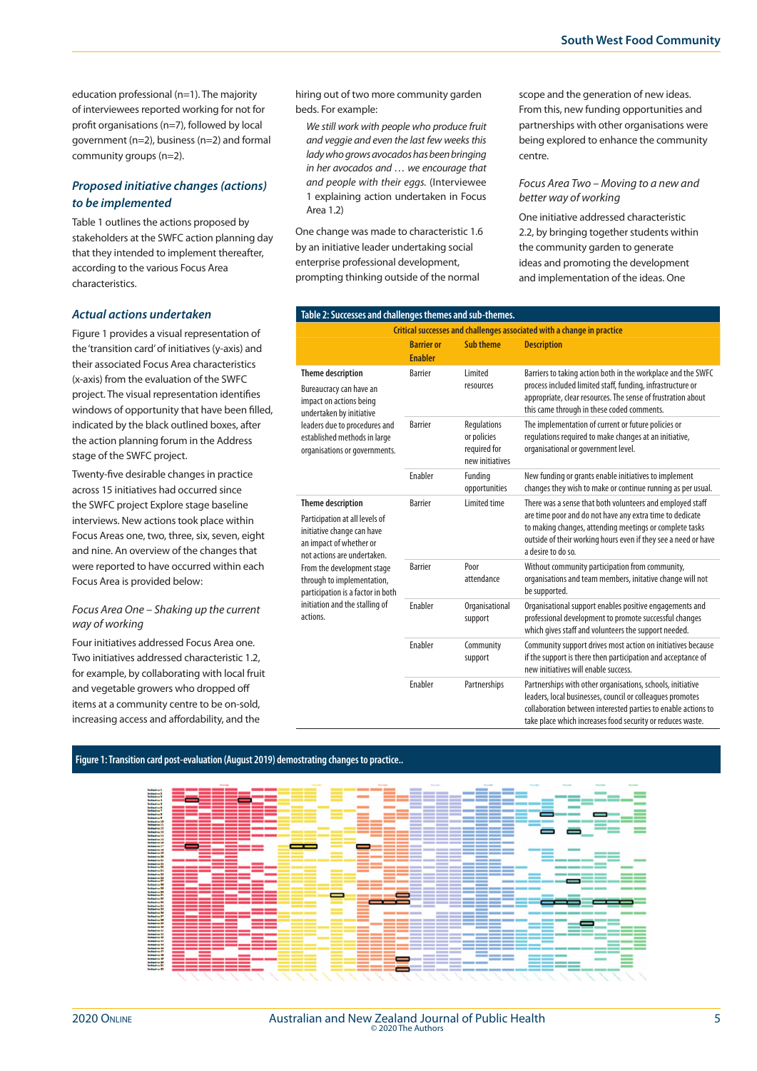education professional (n=1). The majority of interviewees reported working for not for profit organisations (n=7), followed by local government (n=2), business (n=2) and formal community groups (n=2).

### *Proposed initiative changes (actions) to be implemented*

Table 1 outlines the actions proposed by stakeholders at the SWFC action planning day that they intended to implement thereafter, according to the various Focus Area characteristics.

### *Actual actions undertaken*

Figure 1 provides a visual representation of the 'transition card' of initiatives (y-axis) and their associated Focus Area characteristics (x-axis) from the evaluation of the SWFC project. The visual representation identifies windows of opportunity that have been filled, indicated by the black outlined boxes, after the action planning forum in the Address stage of the SWFC project.

Twenty-five desirable changes in practice across 15 initiatives had occurred since the SWFC project Explore stage baseline interviews. New actions took place within Focus Areas one, two, three, six, seven, eight and nine. An overview of the changes that were reported to have occurred within each Focus Area is provided below:

*Focus Area One – Shaking up the current way of working*

Four initiatives addressed Focus Area one. Two initiatives addressed characteristic 1.2, for example, by collaborating with local fruit and vegetable growers who dropped off items at a community centre to be on-sold, increasing access and affordability, and the hiring out of two more community garden beds. For example:

> *We still work with people who produce fruit and veggie and even the last few weeks this lady who grows avocados has been bringing in her avocados and … we encourage that and people with their eggs.* (Interviewee 1 explaining action undertaken in Focus Area 1.2)

One change was made to characteristic 1.6 by an initiative leader undertaking social enterprise professional development, prompting thinking outside of the normal scope and the generation of new ideas. From this, new funding opportunities and partnerships with other organisations were being explored to enhance the community centre.

*Focus Area Two – Moving to a new and better way of working*

One initiative addressed characteristic 2.2, by bringing together students within the community garden to generate ideas and promoting the development and implementation of the ideas. One

**Table 2: Successes and challenges themes and sub-themes.**

| Critical successes and challenges associated with a change in practice | | | |
|---|---|---|---|
| | **Barrier or Enabler** | **Sub theme** | **Description** |
| **Theme description** Bureaucracy can have an impact on actions being undertaken by initiative leaders due to procedures and established methods in large organisations or governments. | Barrier | Limited resources | Barriers to taking action both in the workplace and the SWFC process included limited staff, funding, infrastructure or appropriate, clear resources. The sense of frustration about this came through in these coded comments. |
| | Barrier | Regulations or policies required for new initiatives | The implementation of current or future policies or regulations required to make changes at an initiative, organisational or government level. |
| | Enabler | Funding opportunities | New funding or grants enable initiatives to implement changes they wish to make or continue running as per usual. |
| **Theme description** Participation at all levels of initiative change can have an impact on whether or not actions are undertaken. From the development stage through to implementation, participation is a factor in both initiation and the stalling of actions. | Barrier | Limited time | There was a sense that both volunteers and employed staff are time poor and do not have any extra time to dedicate to making changes, attending meetings or complete tasks outside of their working hours even if they see a need or have a desire to do so. |
| | Barrier | Poor attendance | Without community participation from community, organisations and team members, initative change will not be supported. |
| | Enabler | Organisational support | Organisational support enables positive engagements and professional development to promote successful changes which gives staff and volunteers the support needed. |
| | Enabler | Community support | Community support drives most action on initiatives because if the support is there then participation and acceptance of new initiatives will enable success. |
| | Enabler | Partnerships | Partnerships with other organisations, schools, initiative leaders, local businesses, council or colleagues promotes collaboration between interested parties to enable actions to take place which increases food security or reduces waste. |

**Figure 1: Transition card post-evaluation (August 2019) demostrating changes to practice..**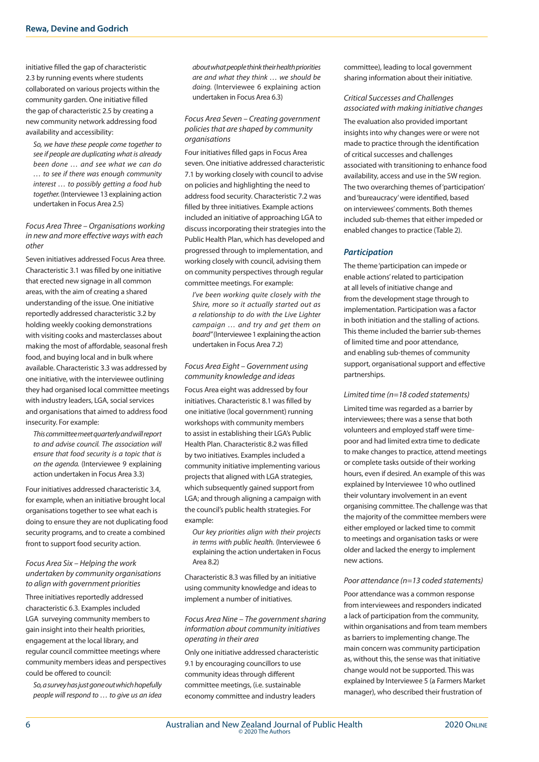initiative filled the gap of characteristic 2.3 by running events where students collaborated on various projects within the community garden. One initiative filled the gap of characteristic 2.5 by creating a new community network addressing food availability and accessibility:

> *So, we have these people come together to see if people are duplicating what is already been done … and see what we can do … to see if there was enough community interest … to possibly getting a food hub together.* (Interviewee 13 explaining action undertaken in Focus Area 2.5)

#### *Focus Area Three – Organisations working in new and more effective ways with each other*

Seven initiatives addressed Focus Area three. Characteristic 3.1 was filled by one initiative that erected new signage in all common areas, with the aim of creating a shared understanding of the issue. One initiative reportedly addressed characteristic 3.2 by holding weekly cooking demonstrations with visiting cooks and masterclasses about making the most of affordable, seasonal fresh food, and buying local and in bulk where available. Characteristic 3.3 was addressed by one initiative, with the interviewee outlining they had organised local committee meetings with industry leaders, LGA, social services and organisations that aimed to address food insecurity. For example:

> *This committee meet quarterly and will report to and advise council. The association will ensure that food security is a topic that is on the agenda.* (Interviewee 9 explaining action undertaken in Focus Area 3.3)

Four initiatives addressed characteristic 3.4, for example, when an initiative brought local organisations together to see what each is doing to ensure they are not duplicating food security programs, and to create a combined front to support food security action.

#### *Focus Area Six – Helping the work undertaken by community organisations to align with government priorities*

Three initiatives reportedly addressed characteristic 6.3. Examples included LGA surveying community members to gain insight into their health priorities, engagement at the local library, and regular council committee meetings where community members ideas and perspectives could be offered to council:

> *So, a survey has just gone out which hopefully people will respond to … to give us an idea about what people think their health priorities are and what they think … we should be doing.* (Interviewee 6 explaining action undertaken in Focus Area 6.3)

#### *Focus Area Seven – Creating government policies that are shaped by community organisations*

Four initiatives filled gaps in Focus Area seven. One initiative addressed characteristic 7.1 by working closely with council to advise on policies and highlighting the need to address food security. Characteristic 7.2 was filled by three initiatives. Example actions included an initiative of approaching LGA to discuss incorporating their strategies into the Public Health Plan, which has developed and progressed through to implementation, and working closely with council, advising them on community perspectives through regular committee meetings. For example:

> *I've been working quite closely with the Shire, more so it actually started out as a relationship to do with the Live Lighter campaign … and try and get them on board"* (Interviewee 1 explaining the action undertaken in Focus Area 7.2)

#### *Focus Area Eight – Government using community knowledge and ideas*

Focus Area eight was addressed by four initiatives. Characteristic 8.1 was filled by one initiative (local government) running workshops with community members to assist in establishing their LGA's Public Health Plan. Characteristic 8.2 was filled by two initiatives. Examples included a community initiative implementing various projects that aligned with LGA strategies, which subsequently gained support from LGA; and through aligning a campaign with the council's public health strategies. For example:

> *Our key priorities align with their projects in terms with public health.* (Interviewee 6 explaining the action undertaken in Focus Area 8.2)

Characteristic 8.3 was filled by an initiative using community knowledge and ideas to implement a number of initiatives.

#### *Focus Area Nine – The government sharing information about community initiatives operating in their area*

Only one initiative addressed characteristic 9.1 by encouraging councillors to use community ideas through different committee meetings, (i.e. sustainable economy committee and industry leaders committee), leading to local government sharing information about their initiative.

#### *Critical Successes and Challenges associated with making initiative changes*

The evaluation also provided important insights into why changes were or were not made to practice through the identification of critical successes and challenges associated with transitioning to enhance food availability, access and use in the SW region. The two overarching themes of 'participation' and 'bureaucracy' were identified, based on interviewees' comments. Both themes included sub-themes that either impeded or enabled changes to practice (Table 2).

### *Participation*

The theme 'participation can impede or enable actions' related to participation at all levels of initiative change and from the development stage through to implementation. Participation was a factor in both initiation and the stalling of actions. This theme included the barrier sub-themes of limited time and poor attendance, and enabling sub-themes of community support, organisational support and effective partnerships.

#### *Limited time (n=18 coded statements)*

Limited time was regarded as a barrier by interviewees; there was a sense that both volunteers and employed staff were time-poor and had limited extra time to dedicate to make changes to practice, attend meetings or complete tasks outside of their working hours, even if desired. An example of this was explained by Interviewee 10 who outlined their voluntary involvement in an event organising committee. The challenge was that the majority of the committee members were either employed or lacked time to commit to meetings and organisation tasks or were older and lacked the energy to implement new actions.

#### *Poor attendance (n=13 coded statements)*

Poor attendance was a common response from interviewees and responders indicated a lack of participation from the community, within organisations and from team members as barriers to implementing change. The main concern was community participation as, without this, the sense was that initiative change would not be supported. This was explained by Interviewee 5 (a Farmers Market manager), who described their frustration of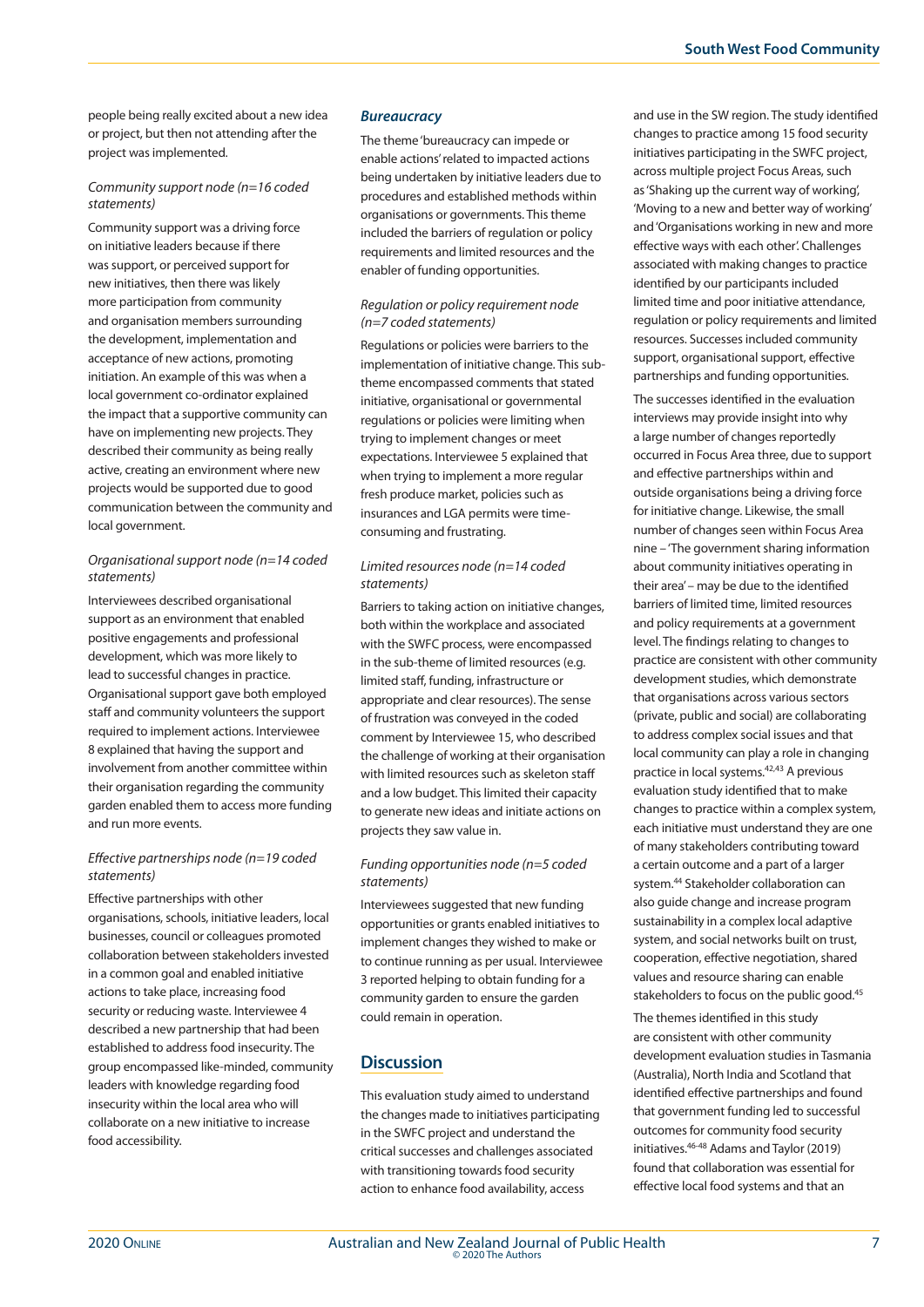people being really excited about a new idea or project, but then not attending after the project was implemented.

*Community support node (n=16 coded statements)*

Community support was a driving force on initiative leaders because if there was support, or perceived support for new initiatives, then there was likely more participation from community and organisation members surrounding the development, implementation and acceptance of new actions, promoting initiation. An example of this was when a local government co-ordinator explained the impact that a supportive community can have on implementing new projects. They described their community as being really active, creating an environment where new projects would be supported due to good communication between the community and local government.

*Organisational support node (n=14 coded statements)*

Interviewees described organisational support as an environment that enabled positive engagements and professional development, which was more likely to lead to successful changes in practice. Organisational support gave both employed staff and community volunteers the support required to implement actions. Interviewee 8 explained that having the support and involvement from another committee within their organisation regarding the community garden enabled them to access more funding and run more events.

*Effective partnerships node (n=19 coded statements)*

Effective partnerships with other organisations, schools, initiative leaders, local businesses, council or colleagues promoted collaboration between stakeholders invested in a common goal and enabled initiative actions to take place, increasing food security or reducing waste. Interviewee 4 described a new partnership that had been established to address food insecurity. The group encompassed like-minded, community leaders with knowledge regarding food insecurity within the local area who will collaborate on a new initiative to increase food accessibility.

### *Bureaucracy*

The theme 'bureaucracy can impede or enable actions' related to impacted actions being undertaken by initiative leaders due to procedures and established methods within organisations or governments. This theme included the barriers of regulation or policy requirements and limited resources and the enabler of funding opportunities.

*Regulation or policy requirement node (n=7 coded statements)*

Regulations or policies were barriers to the implementation of initiative change. This sub-theme encompassed comments that stated initiative, organisational or governmental regulations or policies were limiting when trying to implement changes or meet expectations. Interviewee 5 explained that when trying to implement a more regular fresh produce market, policies such as insurances and LGA permits were time-consuming and frustrating.

*Limited resources node (n=14 coded statements)*

Barriers to taking action on initiative changes, both within the workplace and associated with the SWFC process, were encompassed in the sub-theme of limited resources (e.g. limited staff, funding, infrastructure or appropriate and clear resources). The sense of frustration was conveyed in the coded comment by Interviewee 15, who described the challenge of working at their organisation with limited resources such as skeleton staff and a low budget. This limited their capacity to generate new ideas and initiate actions on projects they saw value in.

*Funding opportunities node (n=5 coded statements)*

Interviewees suggested that new funding opportunities or grants enabled initiatives to implement changes they wished to make or to continue running as per usual. Interviewee 3 reported helping to obtain funding for a community garden to ensure the garden could remain in operation.

## Discussion

This evaluation study aimed to understand the changes made to initiatives participating in the SWFC project and understand the critical successes and challenges associated with transitioning towards food security action to enhance food availability, access and use in the SW region. The study identified changes to practice among 15 food security initiatives participating in the SWFC project, across multiple project Focus Areas, such as 'Shaking up the current way of working', 'Moving to a new and better way of working' and 'Organisations working in new and more effective ways with each other'. Challenges associated with making changes to practice identified by our participants included limited time and poor initiative attendance, regulation or policy requirements and limited resources. Successes included community support, organisational support, effective partnerships and funding opportunities.

The successes identified in the evaluation interviews may provide insight into why a large number of changes reportedly occurred in Focus Area three, due to support and effective partnerships within and outside organisations being a driving force for initiative change. Likewise, the small number of changes seen within Focus Area nine – 'The government sharing information about community initiatives operating in their area' – may be due to the identified barriers of limited time, limited resources and policy requirements at a government level. The findings relating to changes to practice are consistent with other community development studies, which demonstrate that organisations across various sectors (private, public and social) are collaborating to address complex social issues and that local community can play a role in changing practice in local systems.[42,43] A previous evaluation study identified that to make changes to practice within a complex system, each initiative must understand they are one of many stakeholders contributing toward a certain outcome and a part of a larger system.[44] Stakeholder collaboration can also guide change and increase program sustainability in a complex local adaptive system, and social networks built on trust, cooperation, effective negotiation, shared values and resource sharing can enable stakeholders to focus on the public good.[45]

The themes identified in this study are consistent with other community development studies in Tasmania (Australia), North India and Scotland that identified effective partnerships and found that government funding led to successful outcomes for community food security initiatives.[46-48] Adams and Taylor (2019) found that collaboration was essential for effective local food systems and that an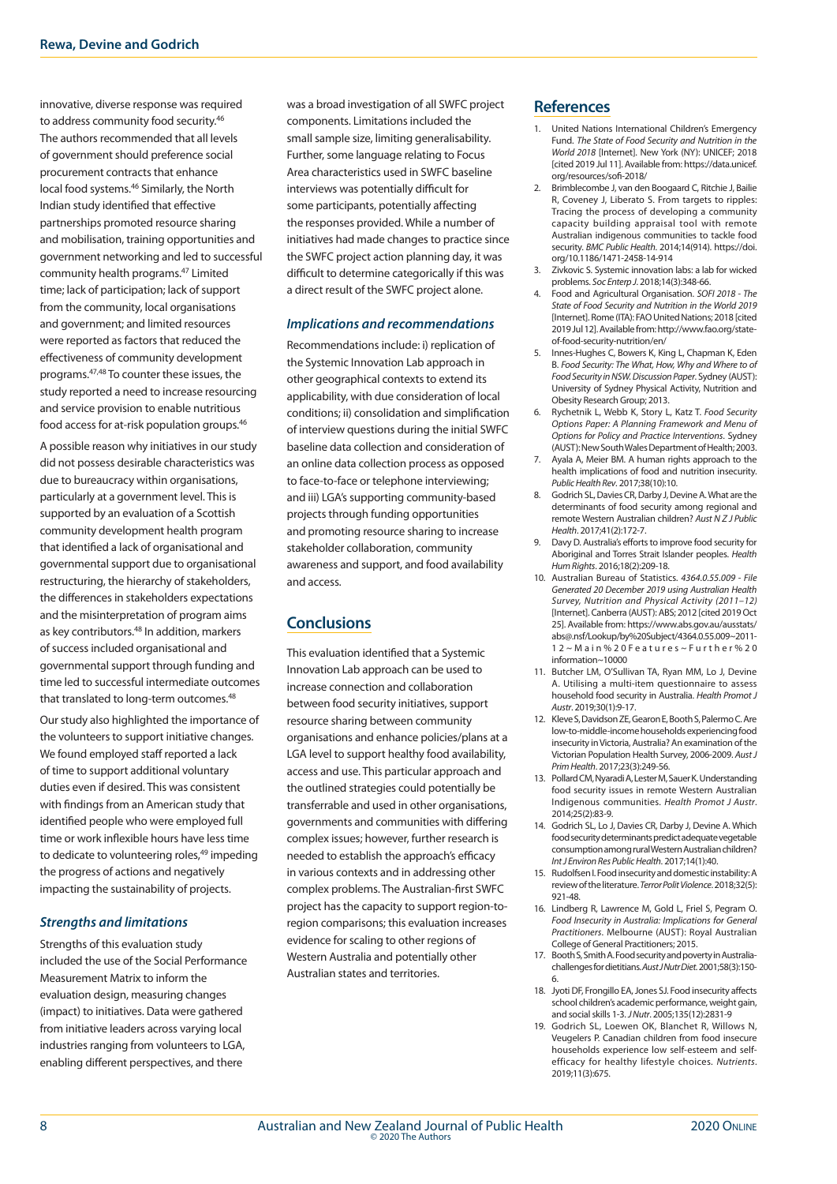innovative, diverse response was required to address community food security.[46] The authors recommended that all levels of government should preference social procurement contracts that enhance local food systems.[46] Similarly, the North Indian study identified that effective partnerships promoted resource sharing and mobilisation, training opportunities and government networking and led to successful community health programs.[47] Limited time; lack of participation; lack of support from the community, local organisations and government; and limited resources were reported as factors that reduced the effectiveness of community development programs.[47,48] To counter these issues, the study reported a need to increase resourcing and service provision to enable nutritious food access for at-risk population groups.[46]

A possible reason why initiatives in our study did not possess desirable characteristics was due to bureaucracy within organisations, particularly at a government level. This is supported by an evaluation of a Scottish community development health program that identified a lack of organisational and governmental support due to organisational restructuring, the hierarchy of stakeholders, the differences in stakeholders expectations and the misinterpretation of program aims as key contributors.[48] In addition, markers of success included organisational and governmental support through funding and time led to successful intermediate outcomes that translated to long-term outcomes.[48]

Our study also highlighted the importance of the volunteers to support initiative changes. We found employed staff reported a lack of time to support additional voluntary duties even if desired. This was consistent with findings from an American study that identified people who were employed full time or work inflexible hours have less time to dedicate to volunteering roles,[49] impeding the progress of actions and negatively impacting the sustainability of projects.

### Strengths and limitations

Strengths of this evaluation study included the use of the Social Performance Measurement Matrix to inform the evaluation design, measuring changes (impact) to initiatives. Data were gathered from initiative leaders across varying local industries ranging from volunteers to LGA, enabling different perspectives, and there was a broad investigation of all SWFC project components. Limitations included the small sample size, limiting generalisability. Further, some language relating to Focus Area characteristics used in SWFC baseline interviews was potentially difficult for some participants, potentially affecting the responses provided. While a number of initiatives had made changes to practice since the SWFC project action planning day, it was difficult to determine categorically if this was a direct result of the SWFC project alone.

### Implications and recommendations

Recommendations include: i) replication of the Systemic Innovation Lab approach in other geographical contexts to extend its applicability, with due consideration of local conditions; ii) consolidation and simplification of interview questions during the initial SWFC baseline data collection and consideration of an online data collection process as opposed to face-to-face or telephone interviewing; and iii) LGA's supporting community-based projects through funding opportunities and promoting resource sharing to increase stakeholder collaboration, community awareness and support, and food availability and access.

## Conclusions

This evaluation identified that a Systemic Innovation Lab approach can be used to increase connection and collaboration between food security initiatives, support resource sharing between community organisations and enhance policies/plans at a LGA level to support healthy food availability, access and use. This particular approach and the outlined strategies could potentially be transferrable and used in other organisations, governments and communities with differing complex issues; however, further research is needed to establish the approach's efficacy in various contexts and in addressing other complex problems. The Australian-first SWFC project has the capacity to support region-to-region comparisons; this evaluation increases evidence for scaling to other regions of Western Australia and potentially other Australian states and territories.

## References

1. United Nations International Children's Emergency Fund. *The State of Food Security and Nutrition in the World 2018* [Internet]. New York (NY): UNICEF; 2018 [cited 2019 Jul 11]. Available from: https://data.unicef.org/resources/sofi-2018/
2. Brimblecombe J, van den Boogaard C, Ritchie J, Bailie R, Coveney J, Liberato S. From targets to ripples: Tracing the process of developing a community capacity building appraisal tool with remote Australian indigenous communities to tackle food security. *BMC Public Health*. 2014;14(914). https://doi.org/10.1186/1471-2458-14-914
3. Zivkovic S. Systemic innovation labs: a lab for wicked problems. *Soc Enterp J*. 2018;14(3):348-66.
4. Food and Agricultural Organisation. *SOFI 2018 - The State of Food Security and Nutrition in the World 2019* [Internet]. Rome (ITA): FAO United Nations; 2018 [cited 2019 Jul 12]. Available from: http://www.fao.org/state-of-food-security-nutrition/en/
5. Innes-Hughes C, Bowers K, King L, Chapman K, Eden B. *Food Security: The What, How, Why and Where to of Food Security in NSW. Discussion Paper*. Sydney (AUST): University of Sydney Physical Activity, Nutrition and Obesity Research Group; 2013.
6. Rychetnik L, Webb K, Story L, Katz T. *Food Security Options Paper: A Planning Framework and Menu of Options for Policy and Practice Interventions*. Sydney (AUST): New South Wales Department of Health; 2003.
7. Ayala A, Meier BM. A human rights approach to the health implications of food and nutrition insecurity. *Public Health Rev*. 2017;38(10):10.
8. Godrich SL, Davies CR, Darby J, Devine A. What are the determinants of food security among regional and remote Western Australian children? *Aust N Z J Public Health*. 2017;41(2):172-7.
9. Davy D. Australia's efforts to improve food security for Aboriginal and Torres Strait Islander peoples. *Health Hum Rights*. 2016;18(2):209-18.
10. Australian Bureau of Statistics. *4364.0.55.009 - File Generated 20 December 2019 using Australian Health Survey, Nutrition and Physical Activity (2011–12)* [Internet]. Canberra (AUST): ABS; 2012 [cited 2019 Oct 25]. Available from: https://www.abs.gov.au/ausstats/abs@.nsf/Lookup/by%20Subject/4364.0.55.009~2011-12~Main%20Features~Further%20information~10000
11. Butcher LM, O'Sullivan TA, Ryan MM, Lo J, Devine A. Utilising a multi-item questionnaire to assess household food security in Australia. *Health Promot J Austr*. 2019;30(1):9-17.
12. Kleve S, Davidson ZE, Gearon E, Booth S, Palermo C. Are low-to-middle-income households experiencing food insecurity in Victoria, Australia? An examination of the Victorian Population Health Survey, 2006-2009. *Aust J Prim Health*. 2017;23(3):249-56.
13. Pollard CM, Nyaradi A, Lester M, Sauer K. Understanding food security issues in remote Western Australian Indigenous communities. *Health Promot J Austr*. 2014;25(2):83-9.
14. Godrich SL, Lo J, Davies CR, Darby J, Devine A. Which food security determinants predict adequate vegetable consumption among rural Western Australian children? *Int J Environ Res Public Health*. 2017;14(1):40.
15. Rudolfsen I. Food insecurity and domestic instability: A review of the literature. *Terror Polit Violence*. 2018;32(5):921-48.
16. Lindberg R, Lawrence M, Gold L, Friel S, Pegram O. *Food Insecurity in Australia: Implications for General Practitioners*. Melbourne (AUST): Royal Australian College of General Practitioners; 2015.
17. Booth S, Smith A. Food security and poverty in Australia-challenges for dietitians. *Aust J Nutr Diet*. 2001;58(3):150-6.
18. Jyoti DF, Frongillo EA, Jones SJ. Food insecurity affects school children's academic performance, weight gain, and social skills 1-3. *J Nutr*. 2005;135(12):2831-9
19. Godrich SL, Loewen OK, Blanchet R, Willows N, Veugelers P. Canadian children from food insecure households experience low self-esteem and self-efficacy for healthy lifestyle choices. *Nutrients*. 2019;11(3):675.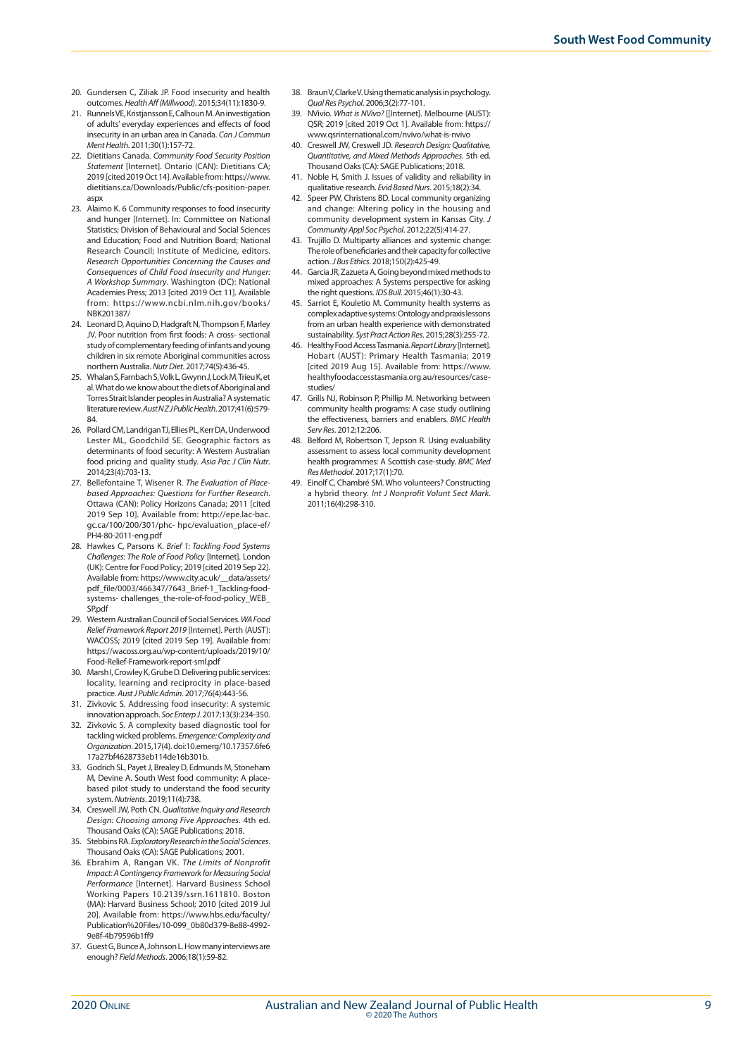20. Gundersen C, Ziliak JP. Food insecurity and health outcomes. *Health Aff (Millwood)*. 2015;34(11):1830-9.
21. Runnels VE, Kristjansson E, Calhoun M. An investigation of adults' everyday experiences and effects of food insecurity in an urban area in Canada. *Can J Commun Ment Health*. 2011;30(1):157-72.
22. Dietitians Canada. *Community Food Security Position Statement* [Internet]. Ontario (CAN): Dietitians CA; 2019 [cited 2019 Oct 14]. Available from: https://www.dietitians.ca/Downloads/Public/cfs-position-paper.aspx
23. Alaimo K. 6 Community responses to food insecurity and hunger [Internet]. In: Committee on National Statistics; Division of Behavioural and Social Sciences and Education; Food and Nutrition Board; National Research Council; Institute of Medicine, editors. *Research Opportunities Concerning the Causes and Consequences of Child Food Insecurity and Hunger: A Workshop Summary*. Washington (DC): National Academies Press; 2013 [cited 2019 Oct 11]. Available from: https://www.ncbi.nlm.nih.gov/books/NBK201387/
24. Leonard D, Aquino D, Hadgraft N, Thompson F, Marley JV. Poor nutrition from first foods: A cross- sectional study of complementary feeding of infants and young children in six remote Aboriginal communities across northern Australia. *Nutr Diet*. 2017;74(5):436-45.
25. Whalan S, Farnbach S, Volk L, Gwynn J, Lock M, Trieu K, et al. What do we know about the diets of Aboriginal and Torres Strait Islander peoples in Australia? A systematic literature review. *Aust N Z J Public Health*. 2017;41(6):579-84.
26. Pollard CM, Landrigan TJ, Ellies PL, Kerr DA, Underwood Lester ML, Goodchild SE. Geographic factors as determinants of food security: A Western Australian food pricing and quality study. *Asia Pac J Clin Nutr*. 2014;23(4):703-13.
27. Bellefontaine T, Wisener R. *The Evaluation of Place-based Approaches: Questions for Further Research*. Ottawa (CAN): Policy Horizons Canada; 2011 [cited 2019 Sep 10]. Available from: http://epe.lac-bac.gc.ca/100/200/301/phc- hpc/evaluation_place-ef/PH4-80-2011-eng.pdf
28. Hawkes C, Parsons K. *Brief 1: Tackling Food Systems Challenges: The Role of Food Policy* [Internet]. London (UK): Centre for Food Policy; 2019 [cited 2019 Sep 22]. Available from: https://www.city.ac.uk/__data/assets/pdf_file/0003/466347/7643_Brief-1_Tackling-food-systems- challenges_the-role-of-food-policy_WEB_SP.pdf
29. Western Australian Council of Social Services. *WA Food Relief Framework Report 2019* [Internet]. Perth (AUST): WACOSS; 2019 [cited 2019 Sep 19]. Available from: https://wacoss.org.au/wp-content/uploads/2019/10/Food-Relief-Framework-report-sml.pdf
30. Marsh I, Crowley K, Grube D. Delivering public services: locality, learning and reciprocity in place-based practice. *Aust J Public Admin*. 2017;76(4):443-56.
31. Zivkovic S. Addressing food insecurity: A systemic innovation approach. *Soc Enterp J*. 2017;13(3):234-350.
32. Zivkovic S. A complexity based diagnostic tool for tackling wicked problems. *Emergence: Complexity and Organization*. 2015,17(4). doi:10.emerg/10.17357.6fe617a27bf4628733eb114de16b301b.
33. Godrich SL, Payet J, Brealey D, Edmunds M, Stoneham M, Devine A. South West food community: A place-based pilot study to understand the food security system. *Nutrients*. 2019;11(4):738.
34. Creswell JW, Poth CN. *Qualitative Inquiry and Research Design: Choosing among Five Approaches*. 4th ed. Thousand Oaks (CA): SAGE Publications; 2018.
35. Stebbins RA. *Exploratory Research in the Social Sciences*. Thousand Oaks (CA): SAGE Publications; 2001.
36. Ebrahim A, Rangan VK. *The Limits of Nonprofit Impact: A Contingency Framework for Measuring Social Performance* [Internet]. Harvard Business School Working Papers 10.2139/ssrn.1611810. Boston (MA): Harvard Business School; 2010 [cited 2019 Jul 20]. Available from: https://www.hbs.edu/faculty/Publication%20Files/10-099_0b80d379-8e88-4992-9e8f-4b79596b1ff9
37. Guest G, Bunce A, Johnson L. How many interviews are enough? *Field Methods*. 2006;18(1):59-82.
38. Braun V, Clarke V. Using thematic analysis in psychology. *Qual Res Psychol*. 2006;3(2):77-101.
39. NVivio. *What is NVivo?* [[Internet]. Melbourne (AUST): QSR; 2019 [cited 2019 Oct 1]. Available from: https://www.qsrinternational.com/nvivo/what-is-nvivo
40. Creswell JW, Creswell JD. *Research Design: Qualitative, Quantitative, and Mixed Methods Approaches*. 5th ed. Thousand Oaks (CA): SAGE Publications; 2018.
41. Noble H, Smith J. Issues of validity and reliability in qualitative research. *Evid Based Nurs*. 2015;18(2):34.
42. Speer PW, Christens BD. Local community organizing and change: Altering policy in the housing and community development system in Kansas City. *J Community Appl Soc Psychol*. 2012;22(5):414-27.
43. Trujillo D. Multiparty alliances and systemic change: The role of beneficiaries and their capacity for collective action. *J Bus Ethics*. 2018;150(2):425-49.
44. Garcia JR, Zazueta A. Going beyond mixed methods to mixed approaches: A Systems perspective for asking the right questions. *IDS Bull*. 2015;46(1):30-43.
45. Sarriot E, Kouletio M. Community health systems as complex adaptive systems: Ontology and praxis lessons from an urban health experience with demonstrated sustainability. *Syst Pract Action Res*. 2015;28(3):255-72.
46. Healthy Food Access Tasmania. *Report Library* [Internet]. Hobart (AUST): Primary Health Tasmania; 2019 [cited 2019 Aug 15]. Available from: https://www.healthyfoodaccesstasmania.org.au/resources/case-studies/
47. Grills NJ, Robinson P, Phillip M. Networking between community health programs: A case study outlining the effectiveness, barriers and enablers. *BMC Health Serv Res*. 2012;12:206.
48. Belford M, Robertson T, Jepson R. Using evaluability assessment to assess local community development health programmes: A Scottish case-study. *BMC Med Res Methodol*. 2017;17(1):70.
49. Einolf C, Chambré SM. Who volunteers? Constructing a hybrid theory. *Int J Nonprofit Volunt Sect Mark*. 2011;16(4):298-310.